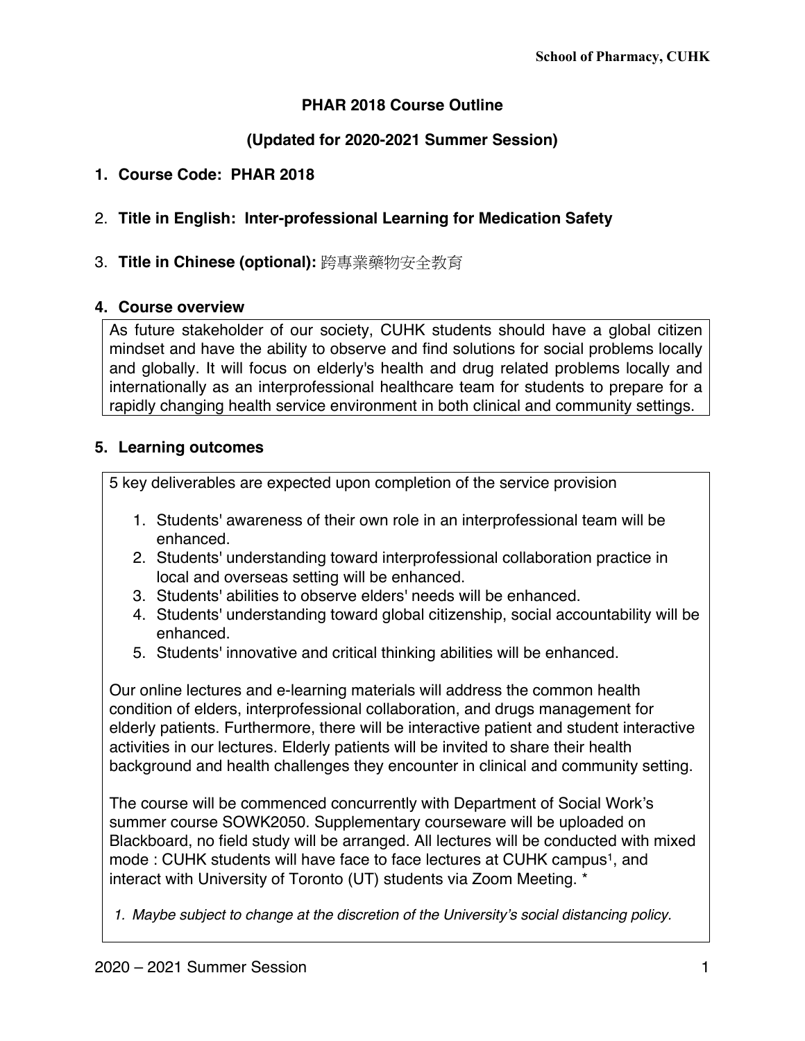# PHAR 2018 Course Outline

## (Updated for 2020-2021 Summer Session)

1. **Course Code: PHAR 2018**

2. **Title in English: Inter-professional Learning for Medication Safety**

3. **Title in Chinese (optional):** 跨專業藥物安全教育

4. **Course overview**

As future stakeholder of our society, CUHK students should have a global citizen mindset and have the ability to observe and find solutions for social problems locally and globally. It will focus on elderly's health and drug related problems locally and internationally as an interprofessional healthcare team for students to prepare for a rapidly changing health service environment in both clinical and community settings.

5. **Learning outcomes**

5 key deliverables are expected upon completion of the service provision

1. Students' awareness of their own role in an interprofessional team will be enhanced.
2. Students' understanding toward interprofessional collaboration practice in local and overseas setting will be enhanced.
3. Students' abilities to observe elders' needs will be enhanced.
4. Students' understanding toward global citizenship, social accountability will be enhanced.
5. Students' innovative and critical thinking abilities will be enhanced.

Our online lectures and e-learning materials will address the common health condition of elders, interprofessional collaboration, and drugs management for elderly patients. Furthermore, there will be interactive patient and student interactive activities in our lectures. Elderly patients will be invited to share their health background and health challenges they encounter in clinical and community setting.

The course will be commenced concurrently with Department of Social Work's summer course SOWK2050. Supplementary courseware will be uploaded on Blackboard, no field study will be arranged. All lectures will be conducted with mixed mode : CUHK students will have face to face lectures at CUHK campus[1], and interact with University of Toronto (UT) students via Zoom Meeting. *

*1. Maybe subject to change at the discretion of the University's social distancing policy.*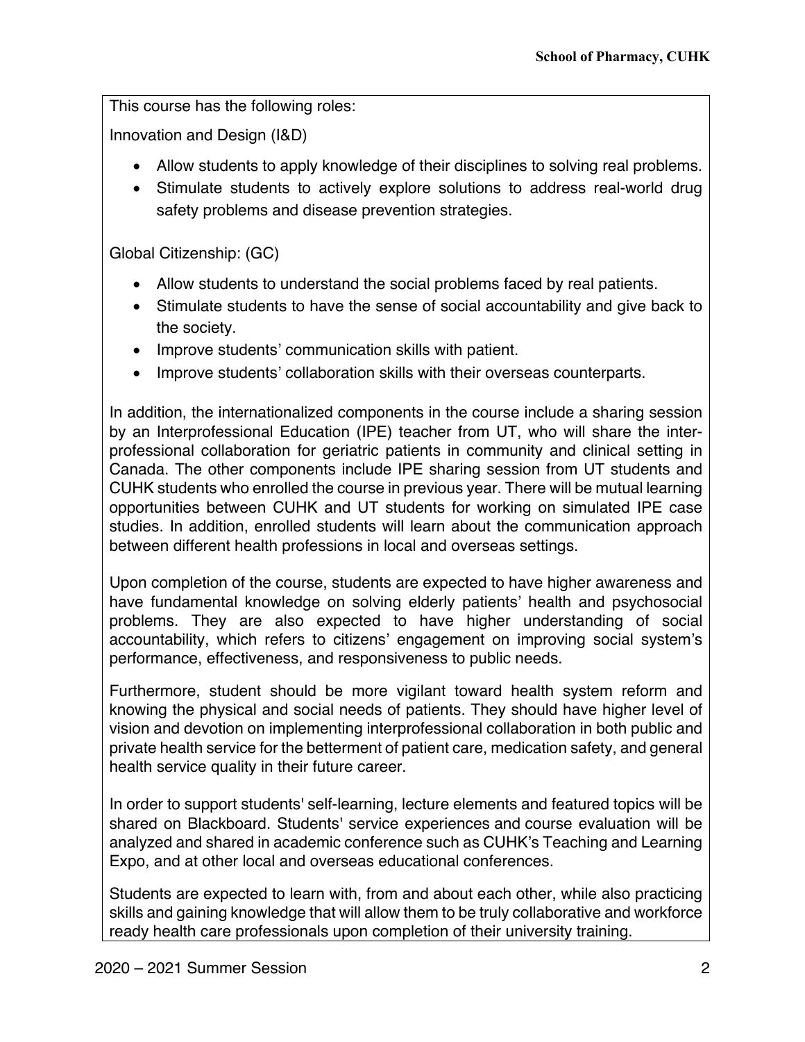This course has the following roles:

Innovation and Design (I&D)

- Allow students to apply knowledge of their disciplines to solving real problems.
- Stimulate students to actively explore solutions to address real-world drug safety problems and disease prevention strategies.

Global Citizenship: (GC)

- Allow students to understand the social problems faced by real patients.
- Stimulate students to have the sense of social accountability and give back to the society.
- Improve students' communication skills with patient.
- Improve students' collaboration skills with their overseas counterparts.

In addition, the internationalized components in the course include a sharing session by an Interprofessional Education (IPE) teacher from UT, who will share the inter-professional collaboration for geriatric patients in community and clinical setting in Canada. The other components include IPE sharing session from UT students and CUHK students who enrolled the course in previous year. There will be mutual learning opportunities between CUHK and UT students for working on simulated IPE case studies. In addition, enrolled students will learn about the communication approach between different health professions in local and overseas settings.

Upon completion of the course, students are expected to have higher awareness and have fundamental knowledge on solving elderly patients' health and psychosocial problems. They are also expected to have higher understanding of social accountability, which refers to citizens' engagement on improving social system's performance, effectiveness, and responsiveness to public needs.

Furthermore, student should be more vigilant toward health system reform and knowing the physical and social needs of patients. They should have higher level of vision and devotion on implementing interprofessional collaboration in both public and private health service for the betterment of patient care, medication safety, and general health service quality in their future career.

In order to support students' self-learning, lecture elements and featured topics will be shared on Blackboard. Students' service experiences and course evaluation will be analyzed and shared in academic conference such as CUHK's Teaching and Learning Expo, and at other local and overseas educational conferences.

Students are expected to learn with, from and about each other, while also practicing skills and gaining knowledge that will allow them to be truly collaborative and workforce ready health care professionals upon completion of their university training.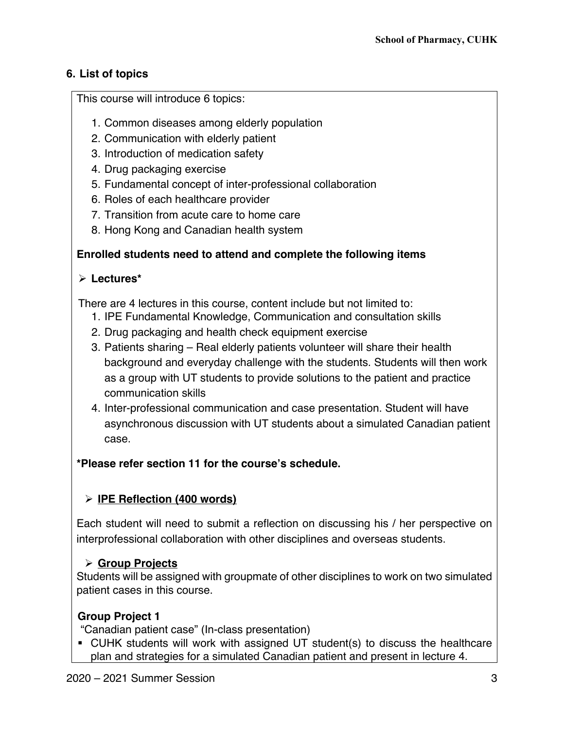## 6. List of topics

This course will introduce 6 topics:

1. Common diseases among elderly population
2. Communication with elderly patient
3. Introduction of medication safety
4. Drug packaging exercise
5. Fundamental concept of inter-professional collaboration
6. Roles of each healthcare provider
7. Transition from acute care to home care
8. Hong Kong and Canadian health system

**Enrolled students need to attend and complete the following items**

➢ **Lectures***

There are 4 lectures in this course, content include but not limited to:

1. IPE Fundamental Knowledge, Communication and consultation skills
2. Drug packaging and health check equipment exercise
3. Patients sharing – Real elderly patients volunteer will share their health background and everyday challenge with the students. Students will then work as a group with UT students to provide solutions to the patient and practice communication skills
4. Inter-professional communication and case presentation. Student will have asynchronous discussion with UT students about a simulated Canadian patient case.

**\*Please refer section 11 for the course's schedule.**

➢ **<u>IPE Reflection (400 words)</u>**

Each student will need to submit a reflection on discussing his / her perspective on interprofessional collaboration with other disciplines and overseas students.

➢ **<u>Group Projects</u>**

Students will be assigned with groupmate of other disciplines to work on two simulated patient cases in this course.

**Group Project 1**

"Canadian patient case" (In-class presentation)

- CUHK students will work with assigned UT student(s) to discuss the healthcare plan and strategies for a simulated Canadian patient and present in lecture 4.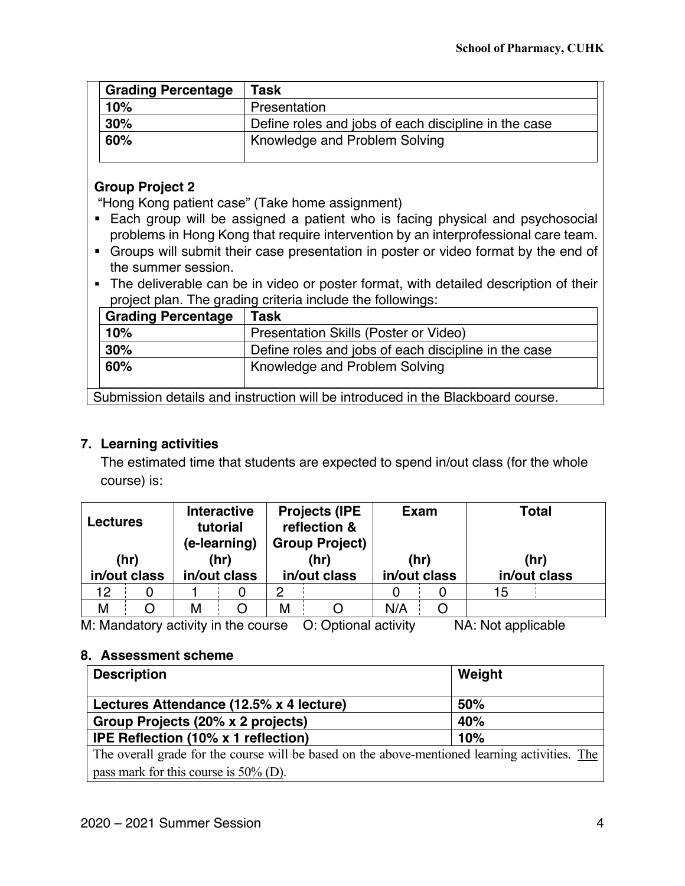| Grading Percentage | Task |
|---|---|
| 10% | Presentation |
| 30% | Define roles and jobs of each discipline in the case |
| 60% | Knowledge and Problem Solving |

**Group Project 2**

"Hong Kong patient case" (Take home assignment)

- Each group will be assigned a patient who is facing physical and psychosocial problems in Hong Kong that require intervention by an interprofessional care team.
- Groups will submit their case presentation in poster or video format by the end of the summer session.
- The deliverable can be in video or poster format, with detailed description of their project plan. The grading criteria include the followings:

| Grading Percentage | Task |
|---|---|
| 10% | Presentation Skills (Poster or Video) |
| 30% | Define roles and jobs of each discipline in the case |
| 60% | Knowledge and Problem Solving |

Submission details and instruction will be introduced in the Blackboard course.

## 7. Learning activities

The estimated time that students are expected to spend in/out class (for the whole course) is:

| Lectures (hr) in/out class | | Interactive tutorial (e-learning) (hr) in/out class | | Projects (IPE reflection & Group Project) (hr) in/out class | | Exam (hr) in/out class | | Total (hr) in/out class | |
|---|---|---|---|---|---|---|---|---|---|
| 12 | 0 | 1 | 0 | 2 | | 0 | 0 | 15 | |
| M | O | M | O | M | O | N/A | O | | |

M: Mandatory activity in the course O: Optional activity NA: Not applicable

## 8. Assessment scheme

| Description | Weight |
|---|---|
| **Lectures Attendance (12.5% x 4 lecture)** | **50%** |
| **Group Projects (20% x 2 projects)** | **40%** |
| **IPE Reflection (10% x 1 reflection)** | **10%** |
| The overall grade for the course will be based on the above-mentioned learning activities. The pass mark for this course is 50% (D). | |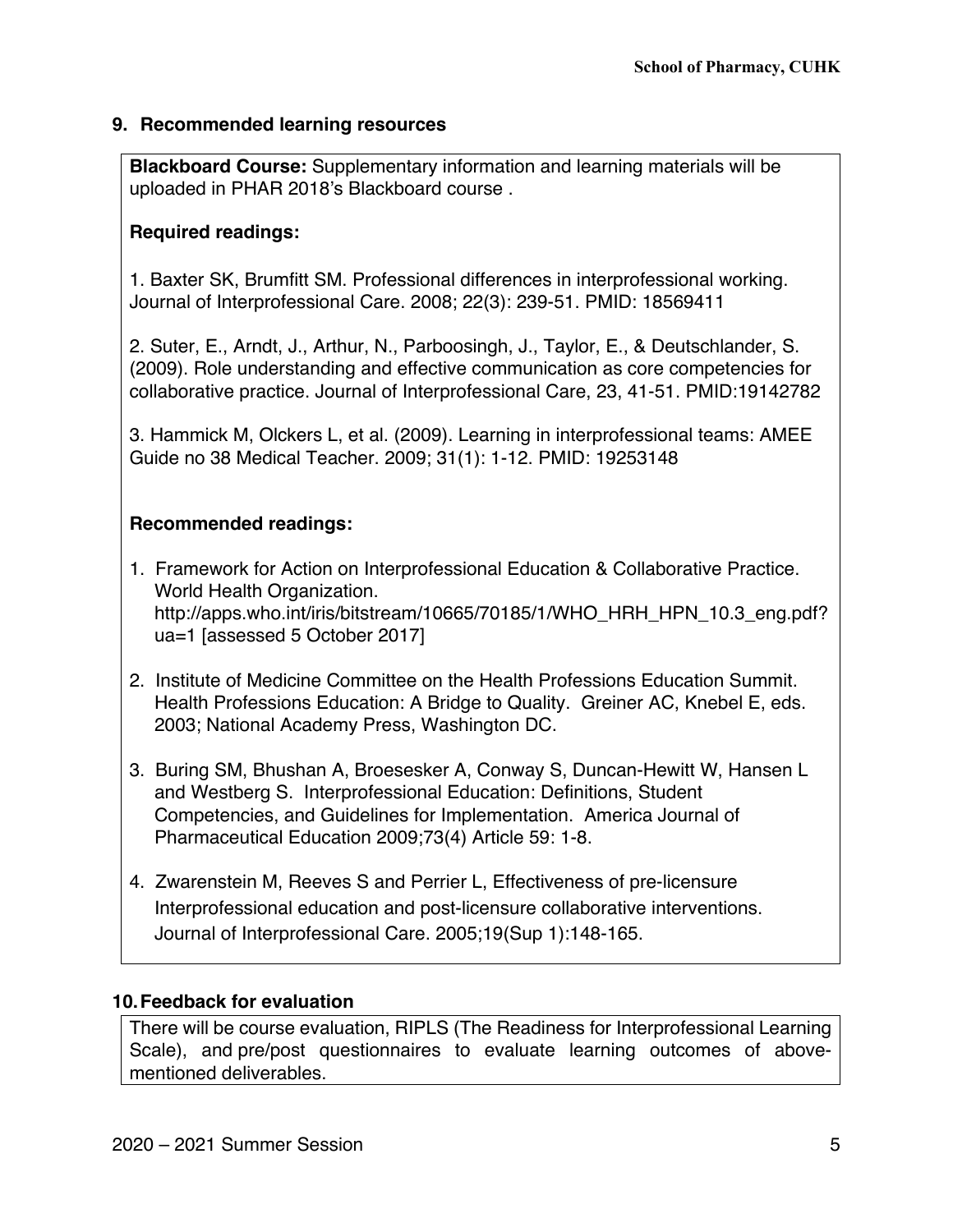## 9. Recommended learning resources

**Blackboard Course:** Supplementary information and learning materials will be uploaded in PHAR 2018's Blackboard course .

**Required readings:**

1. Baxter SK, Brumfitt SM. Professional differences in interprofessional working. Journal of Interprofessional Care. 2008; 22(3): 239-51. PMID: 18569411

2. Suter, E., Arndt, J., Arthur, N., Parboosingh, J., Taylor, E., & Deutschlander, S. (2009). Role understanding and effective communication as core competencies for collaborative practice. Journal of Interprofessional Care, 23, 41-51. PMID:19142782

3. Hammick M, Olckers L, et al. (2009). Learning in interprofessional teams: AMEE Guide no 38 Medical Teacher. 2009; 31(1): 1-12. PMID: 19253148

**Recommended readings:**

1. Framework for Action on Interprofessional Education & Collaborative Practice. World Health Organization. http://apps.who.int/iris/bitstream/10665/70185/1/WHO_HRH_HPN_10.3_eng.pdf?ua=1 [assessed 5 October 2017]
2. Institute of Medicine Committee on the Health Professions Education Summit. Health Professions Education: A Bridge to Quality. Greiner AC, Knebel E, eds. 2003; National Academy Press, Washington DC.
3. Buring SM, Bhushan A, Broesesker A, Conway S, Duncan-Hewitt W, Hansen L and Westberg S. Interprofessional Education: Definitions, Student Competencies, and Guidelines for Implementation. America Journal of Pharmaceutical Education 2009;73(4) Article 59: 1-8.
4. Zwarenstein M, Reeves S and Perrier L, Effectiveness of pre-licensure Interprofessional education and post-licensure collaborative interventions. Journal of Interprofessional Care. 2005;19(Sup 1):148-165.

## 10. Feedback for evaluation

There will be course evaluation, RIPLS (The Readiness for Interprofessional Learning Scale), and pre/post questionnaires to evaluate learning outcomes of above-mentioned deliverables.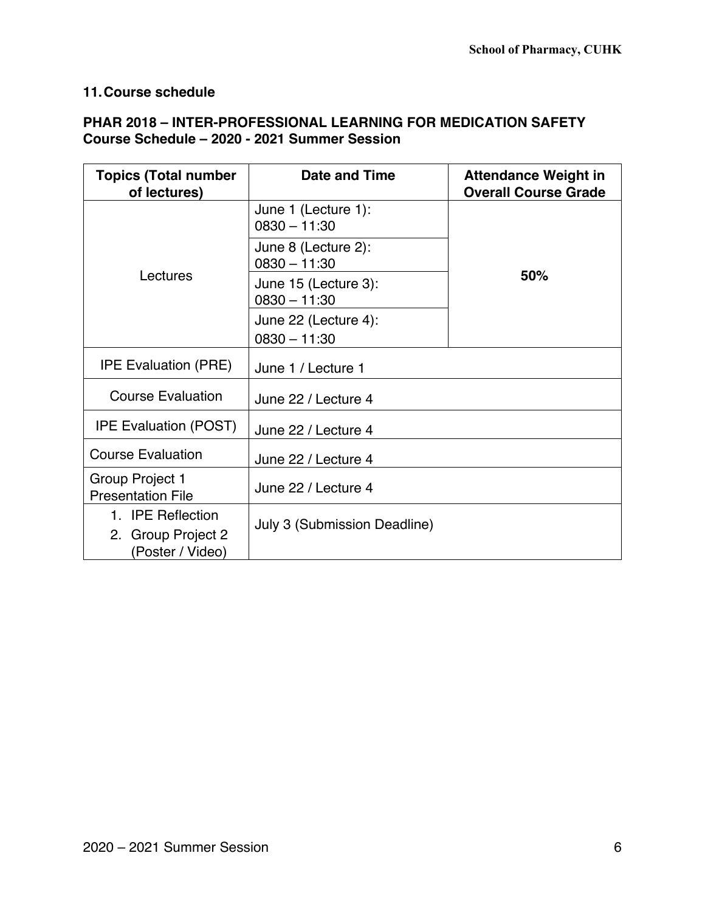## 11. Course schedule

**PHAR 2018 – INTER-PROFESSIONAL LEARNING FOR MEDICATION SAFETY**
**Course Schedule – 2020 - 2021 Summer Session**

| Topics (Total number of lectures) | Date and Time | Attendance Weight in Overall Course Grade |
|---|---|---|
| Lectures | June 1 (Lecture 1): 0830 – 11:30 | **50%** |
| | June 8 (Lecture 2): 0830 – 11:30 | |
| | June 15 (Lecture 3): 0830 – 11:30 | |
| | June 22 (Lecture 4): 0830 – 11:30 | |
| IPE Evaluation (PRE) | June 1 / Lecture 1 | |
| Course Evaluation | June 22 / Lecture 4 | |
| IPE Evaluation (POST) | June 22 / Lecture 4 | |
| Course Evaluation | June 22 / Lecture 4 | |
| Group Project 1 Presentation File | June 22 / Lecture 4 | |
| 1. IPE Reflection<br>2. Group Project 2 (Poster / Video) | July 3 (Submission Deadline) | |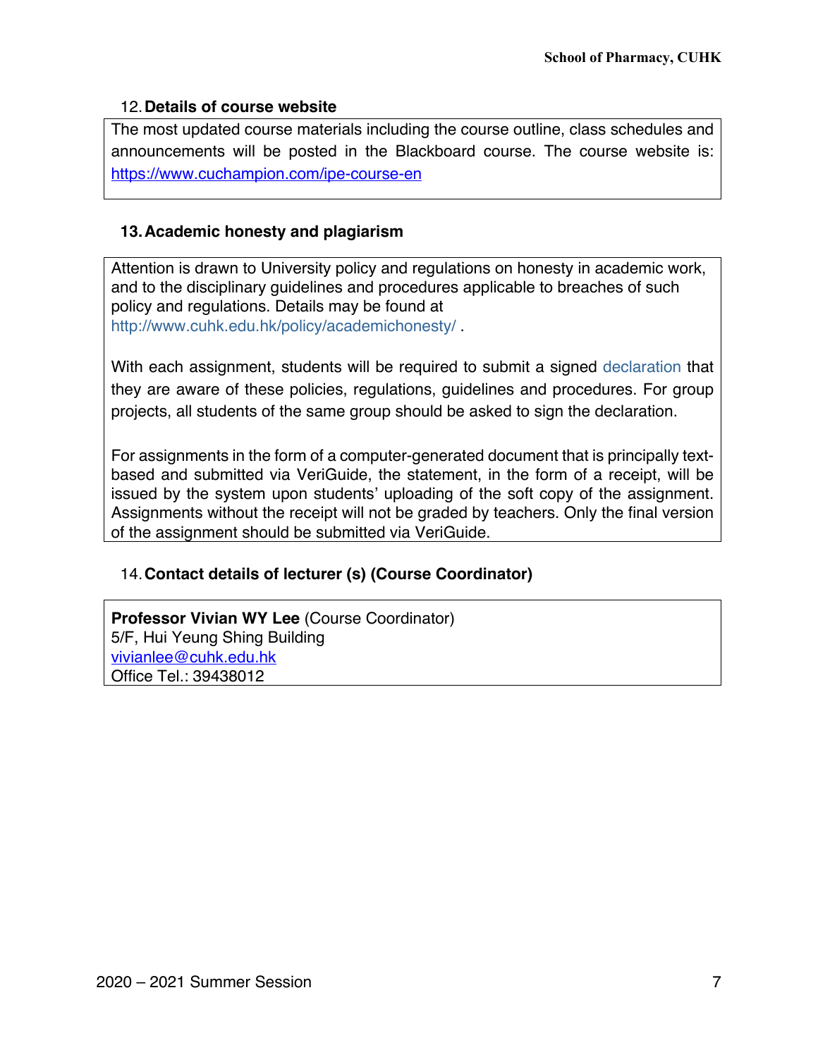## 12. Details of course website

The most updated course materials including the course outline, class schedules and announcements will be posted in the Blackboard course. The course website is: https://www.cuchampion.com/ipe-course-en

## 13. Academic honesty and plagiarism

Attention is drawn to University policy and regulations on honesty in academic work, and to the disciplinary guidelines and procedures applicable to breaches of such policy and regulations. Details may be found at http://www.cuhk.edu.hk/policy/academichonesty/ .

With each assignment, students will be required to submit a signed declaration that they are aware of these policies, regulations, guidelines and procedures. For group projects, all students of the same group should be asked to sign the declaration.

For assignments in the form of a computer-generated document that is principally text-based and submitted via VeriGuide, the statement, in the form of a receipt, will be issued by the system upon students' uploading of the soft copy of the assignment. Assignments without the receipt will not be graded by teachers. Only the final version of the assignment should be submitted via VeriGuide.

## 14. Contact details of lecturer (s) (Course Coordinator)

**Professor Vivian WY Lee** (Course Coordinator)
5/F, Hui Yeung Shing Building
vivianlee@cuhk.edu.hk
Office Tel.: 39438012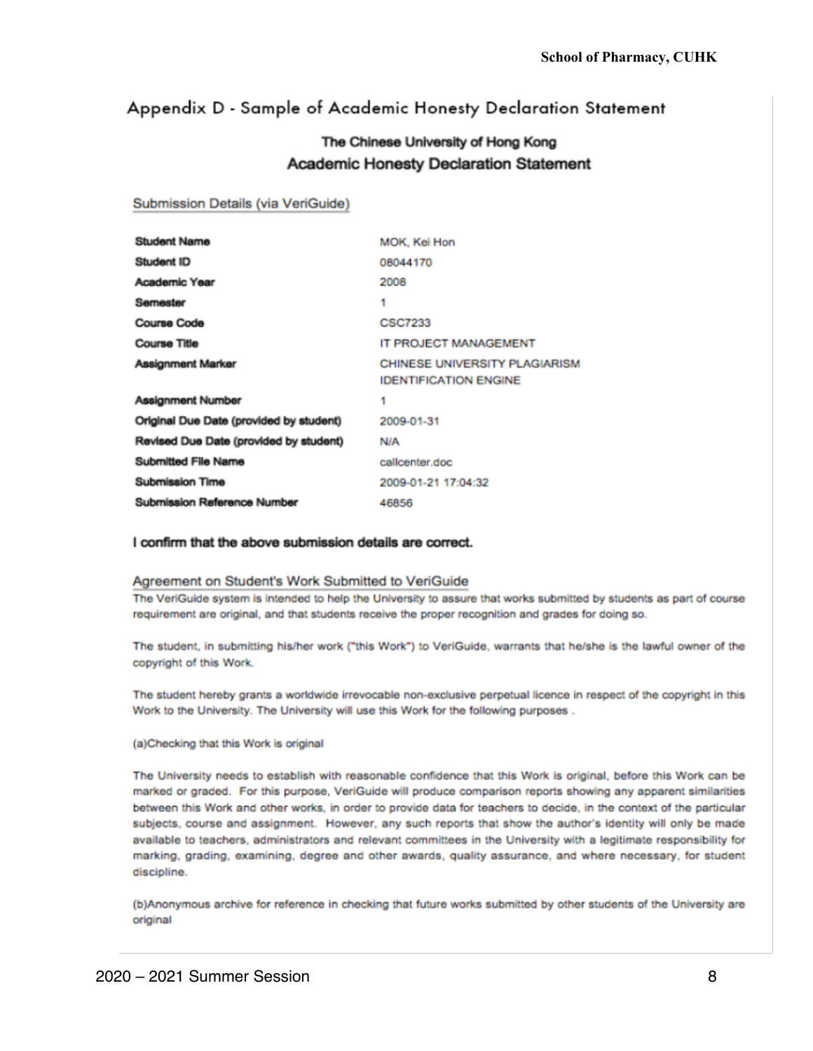## Appendix D - Sample of Academic Honesty Declaration Statement

### The Chinese University of Hong Kong
### Academic Honesty Declaration Statement

Submission Details (via VeriGuide)

| | |
|---|---|
| **Student Name** | MOK, Kei Hon |
| **Student ID** | 08044170 |
| **Academic Year** | 2008 |
| **Semester** | 1 |
| **Course Code** | CSC7233 |
| **Course Title** | IT PROJECT MANAGEMENT |
| **Assignment Marker** | CHINESE UNIVERSITY PLAGIARISM IDENTIFICATION ENGINE |
| **Assignment Number** | 1 |
| **Original Due Date (provided by student)** | 2009-01-31 |
| **Revised Due Date (provided by student)** | N/A |
| **Submitted File Name** | callcenter.doc |
| **Submission Time** | 2009-01-21 17:04:32 |
| **Submission Reference Number** | 46856 |

**I confirm that the above submission details are correct.**

Agreement on Student's Work Submitted to VeriGuide

The VeriGuide system is intended to help the University to assure that works submitted by students as part of course requirement are original, and that students receive the proper recognition and grades for doing so.

The student, in submitting his/her work ("this Work") to VeriGuide, warrants that he/she is the lawful owner of the copyright of this Work.

The student hereby grants a worldwide irrevocable non-exclusive perpetual licence in respect of the copyright in this Work to the University. The University will use this Work for the following purposes .

(a)Checking that this Work is original

The University needs to establish with reasonable confidence that this Work is original, before this Work can be marked or graded. For this purpose, VeriGuide will produce comparison reports showing any apparent similarities between this Work and other works, in order to provide data for teachers to decide, in the context of the particular subjects, course and assignment. However, any such reports that show the author's identity will only be made available to teachers, administrators and relevant committees in the University with a legitimate responsibility for marking, grading, examining, degree and other awards, quality assurance, and where necessary, for student discipline.

(b)Anonymous archive for reference in checking that future works submitted by other students of the University are original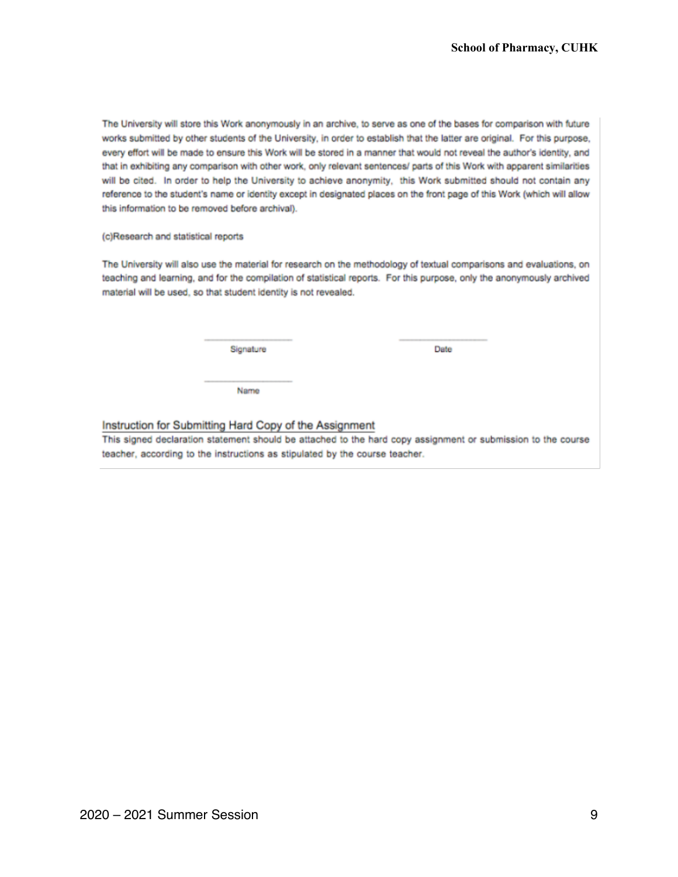The University will store this Work anonymously in an archive, to serve as one of the bases for comparison with future works submitted by other students of the University, in order to establish that the latter are original. For this purpose, every effort will be made to ensure this Work will be stored in a manner that would not reveal the author's identity, and that in exhibiting any comparison with other work, only relevant sentences/ parts of this Work with apparent similarities will be cited. In order to help the University to achieve anonymity, this Work submitted should not contain any reference to the student's name or identity except in designated places on the front page of this Work (which will allow this information to be removed before archival).

(c)Research and statistical reports

The University will also use the material for research on the methodology of textual comparisons and evaluations, on teaching and learning, and for the compilation of statistical reports. For this purpose, only the anonymously archived material will be used, so that student identity is not revealed.

\_\_\_\_\_\_\_\_\_\_\_\_\_\_\_\_\_\_ Signature

\_\_\_\_\_\_\_\_\_\_\_\_\_\_\_\_\_\_ Date

\_\_\_\_\_\_\_\_\_\_\_\_\_\_\_\_\_\_ Name

## Instruction for Submitting Hard Copy of the Assignment

This signed declaration statement should be attached to the hard copy assignment or submission to the course teacher, according to the instructions as stipulated by the course teacher.